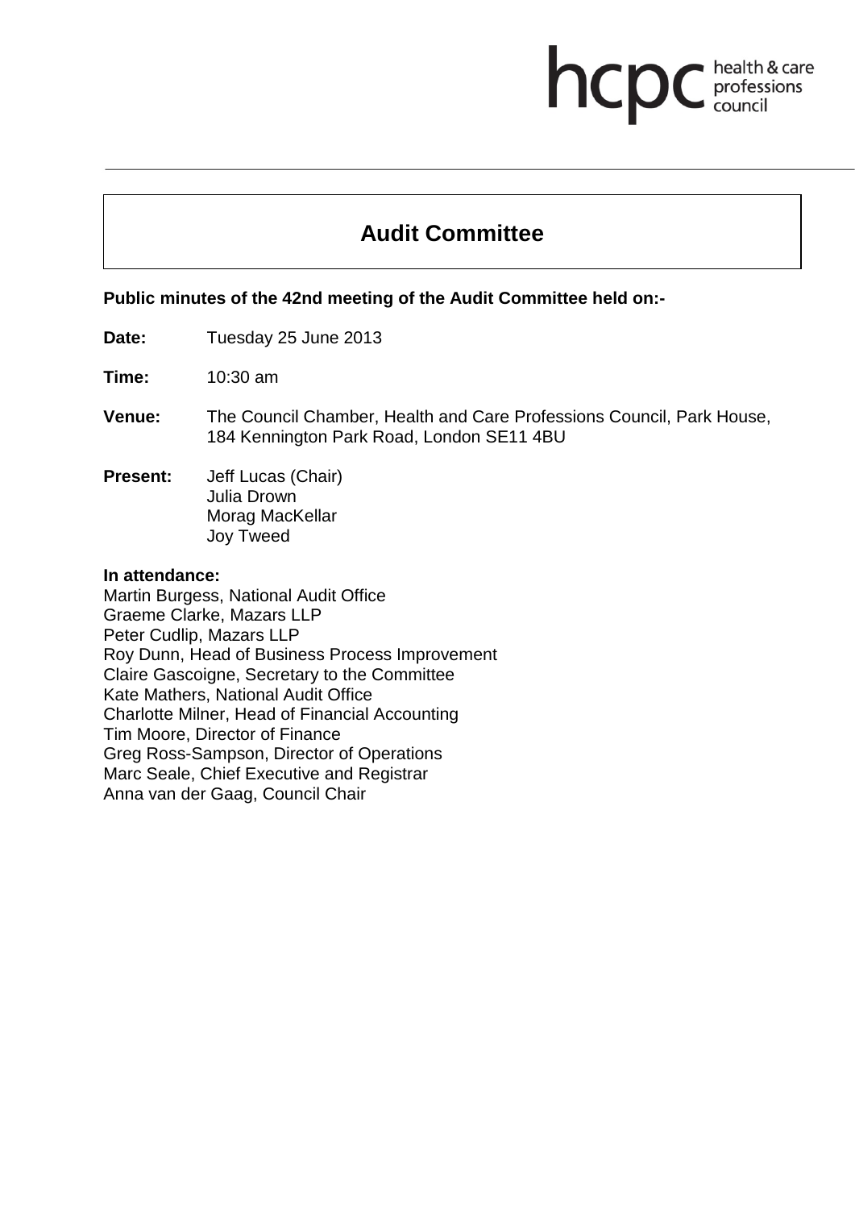# Audit Committee

**Public minutes of the 42nd meeting of the Audit Committee held on:-**

**Date:** Tuesday 25 June 2013

**Time:** 10:30 am

**Venue:** The Council Chamber, Health and Care Professions Council, Park House, 184 Kennington Park Road, London SE11 4BU

**Present:** Jeff Lucas (Chair)
Julia Drown
Morag MacKellar
Joy Tweed

**In attendance:**
Martin Burgess, National Audit Office
Graeme Clarke, Mazars LLP
Peter Cudlip, Mazars LLP
Roy Dunn, Head of Business Process Improvement
Claire Gascoigne, Secretary to the Committee
Kate Mathers, National Audit Office
Charlotte Milner, Head of Financial Accounting
Tim Moore, Director of Finance
Greg Ross-Sampson, Director of Operations
Marc Seale, Chief Executive and Registrar
Anna van der Gaag, Council Chair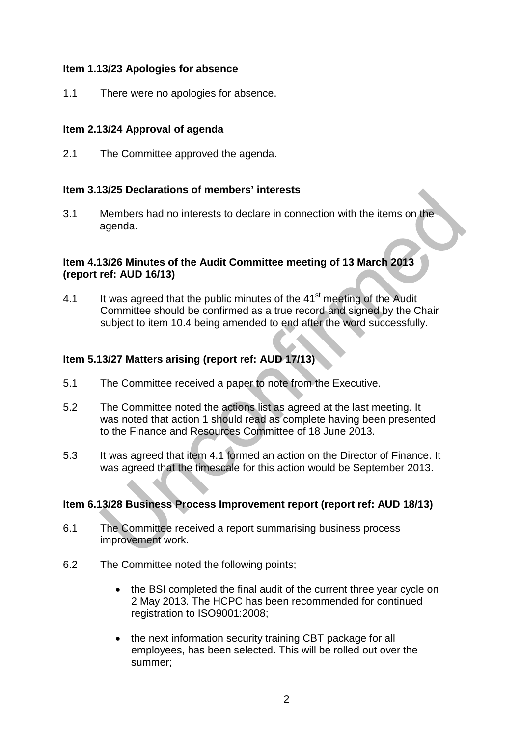**Item 1.13/23 Apologies for absence**

1.1 There were no apologies for absence.

**Item 2.13/24 Approval of agenda**

2.1 The Committee approved the agenda.

**Item 3.13/25 Declarations of members' interests**

3.1 Members had no interests to declare in connection with the items on the agenda.

**Item 4.13/26 Minutes of the Audit Committee meeting of 13 March 2013 (report ref: AUD 16/13)**

4.1 It was agreed that the public minutes of the 41st meeting of the Audit Committee should be confirmed as a true record and signed by the Chair subject to item 10.4 being amended to end after the word successfully.

**Item 5.13/27 Matters arising (report ref: AUD 17/13)**

5.1 The Committee received a paper to note from the Executive.

5.2 The Committee noted the actions list as agreed at the last meeting. It was noted that action 1 should read as complete having been presented to the Finance and Resources Committee of 18 June 2013.

5.3 It was agreed that item 4.1 formed an action on the Director of Finance. It was agreed that the timescale for this action would be September 2013.

**Item 6.13/28 Business Process Improvement report (report ref: AUD 18/13)**

6.1 The Committee received a report summarising business process improvement work.

6.2 The Committee noted the following points;

- the BSI completed the final audit of the current three year cycle on 2 May 2013. The HCPC has been recommended for continued registration to ISO9001:2008;

- the next information security training CBT package for all employees, has been selected. This will be rolled out over the summer;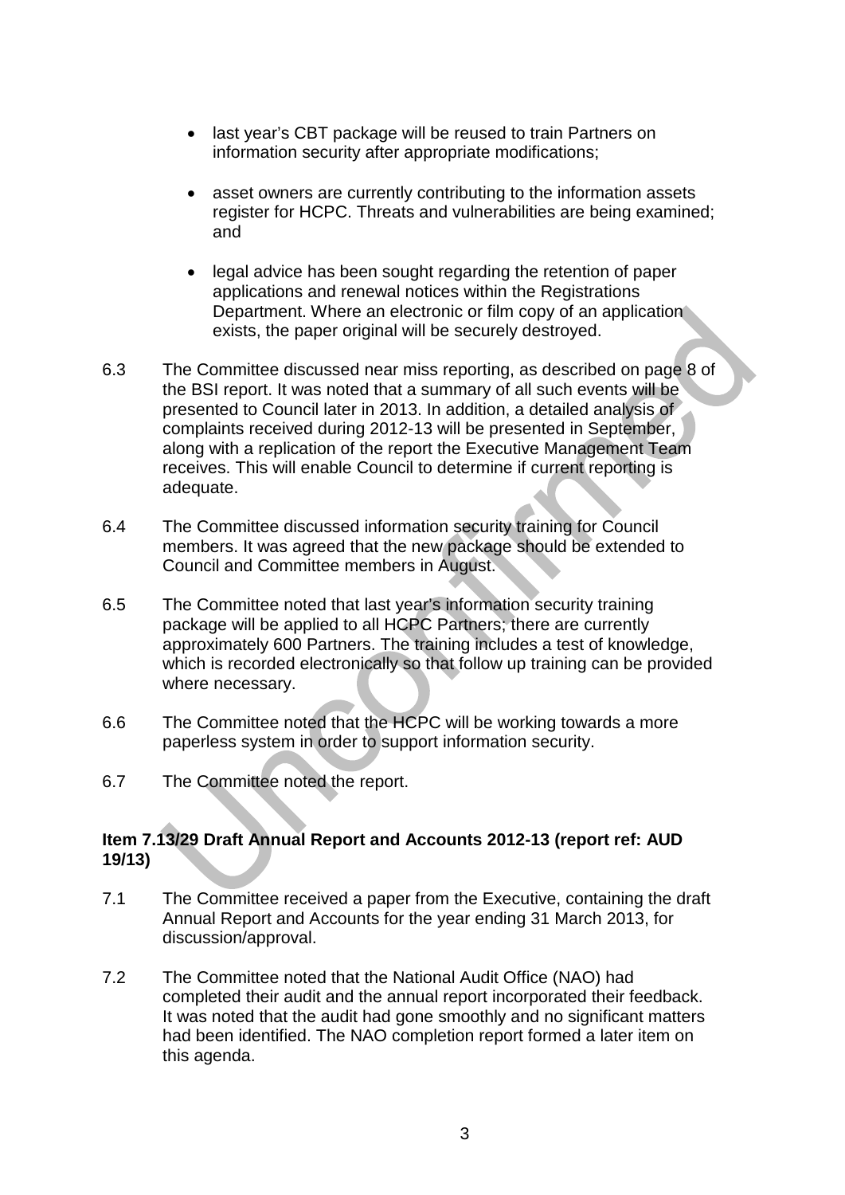- last year's CBT package will be reused to train Partners on information security after appropriate modifications;
- asset owners are currently contributing to the information assets register for HCPC. Threats and vulnerabilities are being examined; and
- legal advice has been sought regarding the retention of paper applications and renewal notices within the Registrations Department. Where an electronic or film copy of an application exists, the paper original will be securely destroyed.

6.3 The Committee discussed near miss reporting, as described on page 8 of the BSI report. It was noted that a summary of all such events will be presented to Council later in 2013. In addition, a detailed analysis of complaints received during 2012-13 will be presented in September, along with a replication of the report the Executive Management Team receives. This will enable Council to determine if current reporting is adequate.

6.4 The Committee discussed information security training for Council members. It was agreed that the new package should be extended to Council and Committee members in August.

6.5 The Committee noted that last year's information security training package will be applied to all HCPC Partners; there are currently approximately 600 Partners. The training includes a test of knowledge, which is recorded electronically so that follow up training can be provided where necessary.

6.6 The Committee noted that the HCPC will be working towards a more paperless system in order to support information security.

6.7 The Committee noted the report.

**Item 7.13/29 Draft Annual Report and Accounts 2012-13 (report ref: AUD 19/13)**

7.1 The Committee received a paper from the Executive, containing the draft Annual Report and Accounts for the year ending 31 March 2013, for discussion/approval.

7.2 The Committee noted that the National Audit Office (NAO) had completed their audit and the annual report incorporated their feedback. It was noted that the audit had gone smoothly and no significant matters had been identified. The NAO completion report formed a later item on this agenda.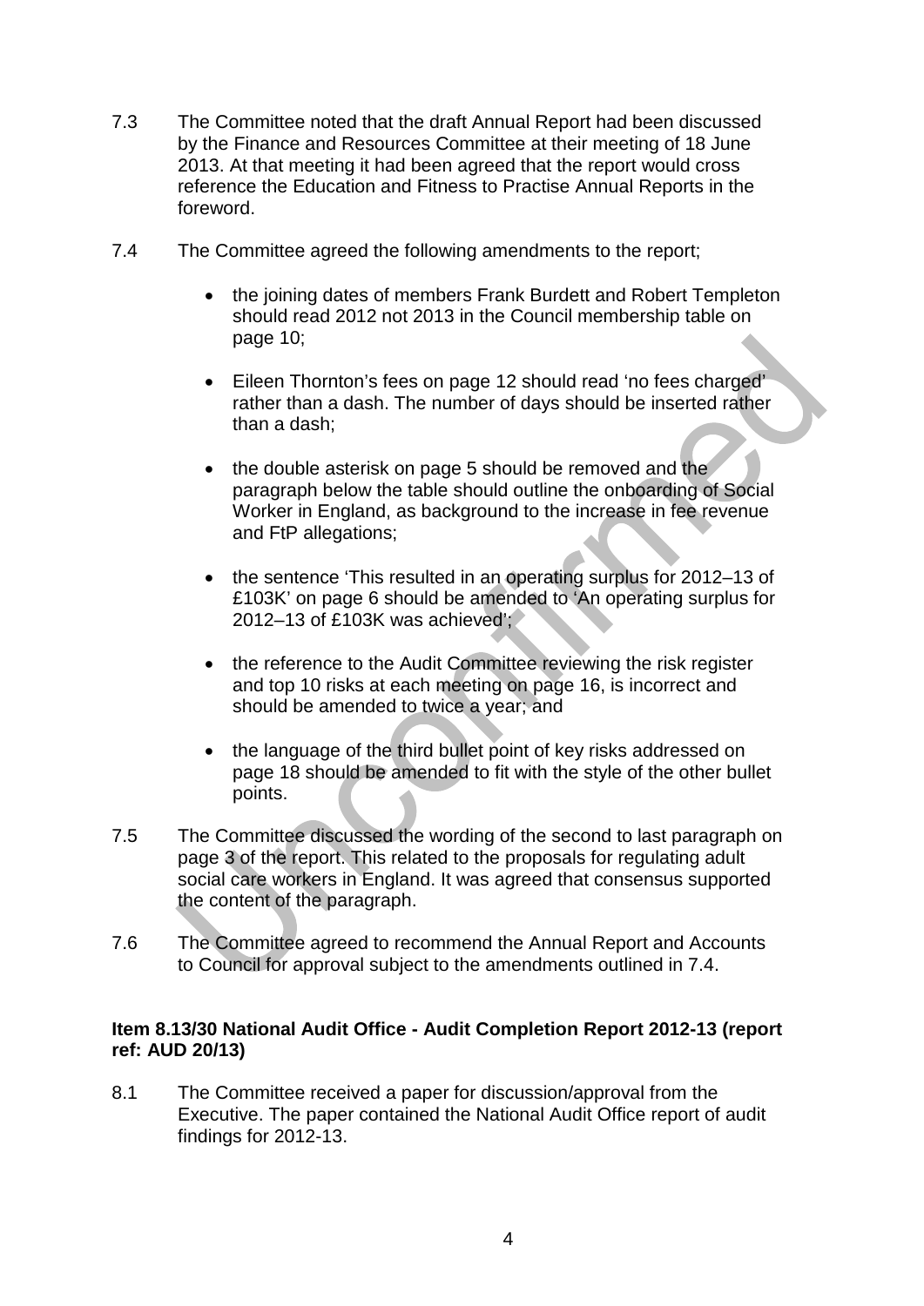7.3 The Committee noted that the draft Annual Report had been discussed by the Finance and Resources Committee at their meeting of 18 June 2013. At that meeting it had been agreed that the report would cross reference the Education and Fitness to Practise Annual Reports in the foreword.

7.4 The Committee agreed the following amendments to the report;

- the joining dates of members Frank Burdett and Robert Templeton should read 2012 not 2013 in the Council membership table on page 10;
- Eileen Thornton's fees on page 12 should read 'no fees charged' rather than a dash. The number of days should be inserted rather than a dash;
- the double asterisk on page 5 should be removed and the paragraph below the table should outline the onboarding of Social Worker in England, as background to the increase in fee revenue and FtP allegations;
- the sentence 'This resulted in an operating surplus for 2012–13 of £103K' on page 6 should be amended to 'An operating surplus for 2012–13 of £103K was achieved';
- the reference to the Audit Committee reviewing the risk register and top 10 risks at each meeting on page 16, is incorrect and should be amended to twice a year; and
- the language of the third bullet point of key risks addressed on page 18 should be amended to fit with the style of the other bullet points.

7.5 The Committee discussed the wording of the second to last paragraph on page 3 of the report. This related to the proposals for regulating adult social care workers in England. It was agreed that consensus supported the content of the paragraph.

7.6 The Committee agreed to recommend the Annual Report and Accounts to Council for approval subject to the amendments outlined in 7.4.

**Item 8.13/30 National Audit Office - Audit Completion Report 2012-13 (report ref: AUD 20/13)**

8.1 The Committee received a paper for discussion/approval from the Executive. The paper contained the National Audit Office report of audit findings for 2012-13.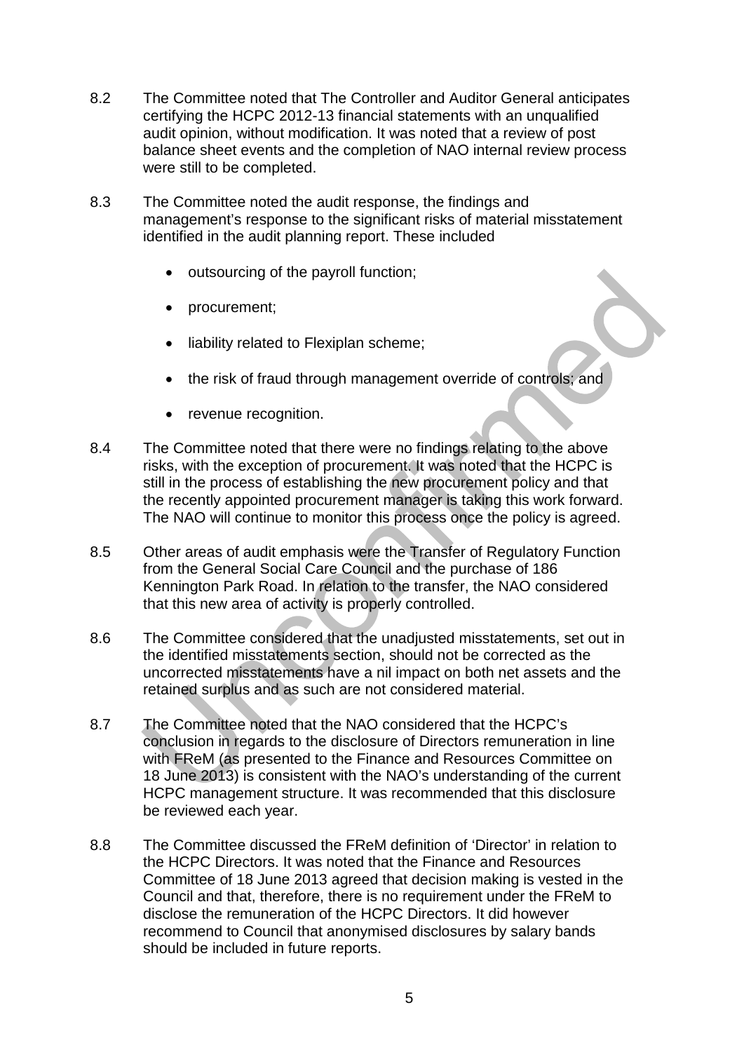8.2 The Committee noted that The Controller and Auditor General anticipates certifying the HCPC 2012-13 financial statements with an unqualified audit opinion, without modification. It was noted that a review of post balance sheet events and the completion of NAO internal review process were still to be completed.

8.3 The Committee noted the audit response, the findings and management's response to the significant risks of material misstatement identified in the audit planning report. These included

- outsourcing of the payroll function;
- procurement;
- liability related to Flexiplan scheme;
- the risk of fraud through management override of controls; and
- revenue recognition.

8.4 The Committee noted that there were no findings relating to the above risks, with the exception of procurement. It was noted that the HCPC is still in the process of establishing the new procurement policy and that the recently appointed procurement manager is taking this work forward. The NAO will continue to monitor this process once the policy is agreed.

8.5 Other areas of audit emphasis were the Transfer of Regulatory Function from the General Social Care Council and the purchase of 186 Kennington Park Road. In relation to the transfer, the NAO considered that this new area of activity is properly controlled.

8.6 The Committee considered that the unadjusted misstatements, set out in the identified misstatements section, should not be corrected as the uncorrected misstatements have a nil impact on both net assets and the retained surplus and as such are not considered material.

8.7 The Committee noted that the NAO considered that the HCPC's conclusion in regards to the disclosure of Directors remuneration in line with FReM (as presented to the Finance and Resources Committee on 18 June 2013) is consistent with the NAO's understanding of the current HCPC management structure. It was recommended that this disclosure be reviewed each year.

8.8 The Committee discussed the FReM definition of 'Director' in relation to the HCPC Directors. It was noted that the Finance and Resources Committee of 18 June 2013 agreed that decision making is vested in the Council and that, therefore, there is no requirement under the FReM to disclose the remuneration of the HCPC Directors. It did however recommend to Council that anonymised disclosures by salary bands should be included in future reports.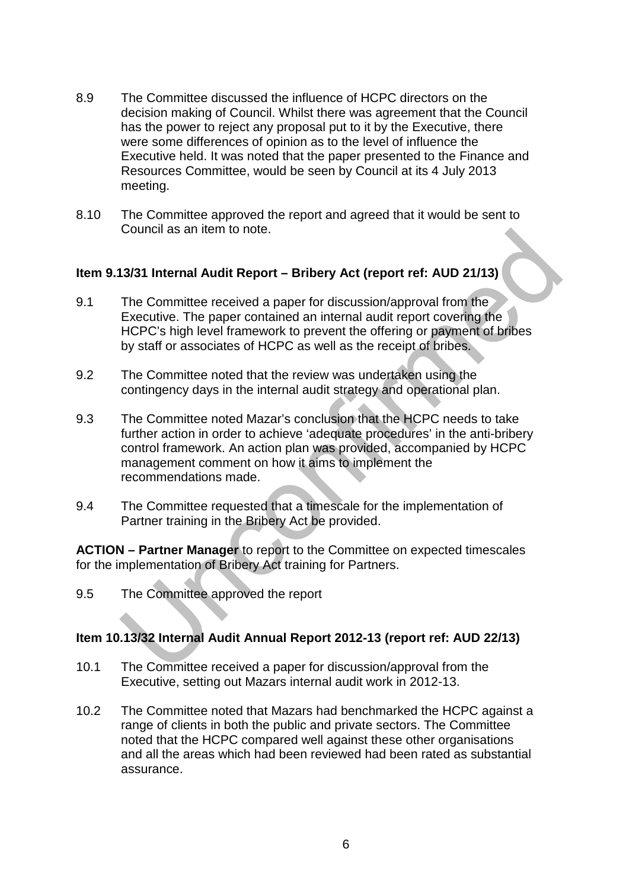8.9 The Committee discussed the influence of HCPC directors on the decision making of Council. Whilst there was agreement that the Council has the power to reject any proposal put to it by the Executive, there were some differences of opinion as to the level of influence the Executive held. It was noted that the paper presented to the Finance and Resources Committee, would be seen by Council at its 4 July 2013 meeting.

8.10 The Committee approved the report and agreed that it would be sent to Council as an item to note.

**Item 9.13/31 Internal Audit Report – Bribery Act (report ref: AUD 21/13)**

9.1 The Committee received a paper for discussion/approval from the Executive. The paper contained an internal audit report covering the HCPC's high level framework to prevent the offering or payment of bribes by staff or associates of HCPC as well as the receipt of bribes.

9.2 The Committee noted that the review was undertaken using the contingency days in the internal audit strategy and operational plan.

9.3 The Committee noted Mazar's conclusion that the HCPC needs to take further action in order to achieve 'adequate procedures' in the anti-bribery control framework. An action plan was provided, accompanied by HCPC management comment on how it aims to implement the recommendations made.

9.4 The Committee requested that a timescale for the implementation of Partner training in the Bribery Act be provided.

**ACTION – Partner Manager** to report to the Committee on expected timescales for the implementation of Bribery Act training for Partners.

9.5 The Committee approved the report

**Item 10.13/32 Internal Audit Annual Report 2012-13 (report ref: AUD 22/13)**

10.1 The Committee received a paper for discussion/approval from the Executive, setting out Mazars internal audit work in 2012-13.

10.2 The Committee noted that Mazars had benchmarked the HCPC against a range of clients in both the public and private sectors. The Committee noted that the HCPC compared well against these other organisations and all the areas which had been reviewed had been rated as substantial assurance.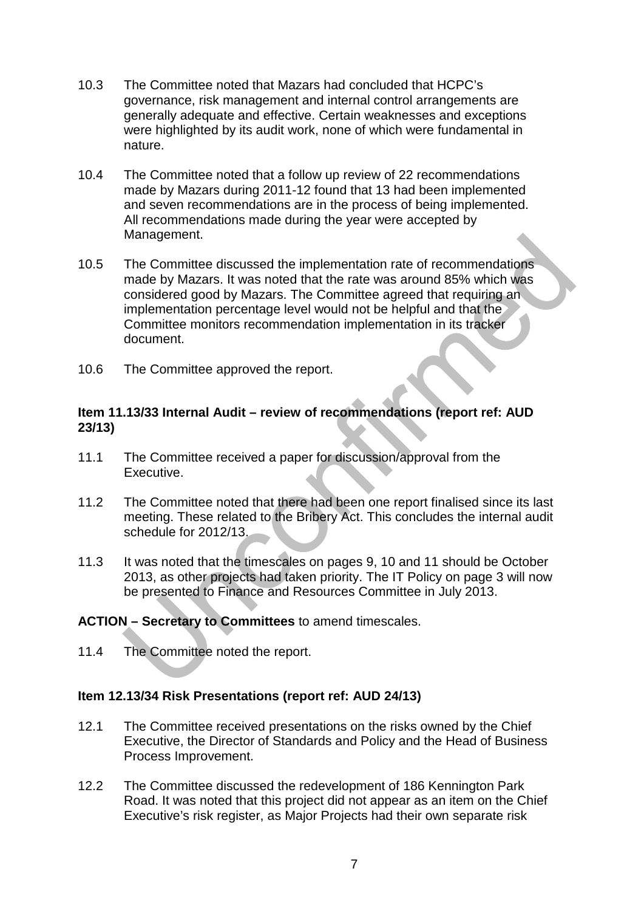10.3 The Committee noted that Mazars had concluded that HCPC's governance, risk management and internal control arrangements are generally adequate and effective. Certain weaknesses and exceptions were highlighted by its audit work, none of which were fundamental in nature.

10.4 The Committee noted that a follow up review of 22 recommendations made by Mazars during 2011-12 found that 13 had been implemented and seven recommendations are in the process of being implemented. All recommendations made during the year were accepted by Management.

10.5 The Committee discussed the implementation rate of recommendations made by Mazars. It was noted that the rate was around 85% which was considered good by Mazars. The Committee agreed that requiring an implementation percentage level would not be helpful and that the Committee monitors recommendation implementation in its tracker document.

10.6 The Committee approved the report.

**Item 11.13/33 Internal Audit – review of recommendations (report ref: AUD 23/13)**

11.1 The Committee received a paper for discussion/approval from the Executive.

11.2 The Committee noted that there had been one report finalised since its last meeting. These related to the Bribery Act. This concludes the internal audit schedule for 2012/13.

11.3 It was noted that the timescales on pages 9, 10 and 11 should be October 2013, as other projects had taken priority. The IT Policy on page 3 will now be presented to Finance and Resources Committee in July 2013.

**ACTION – Secretary to Committees** to amend timescales.

11.4 The Committee noted the report.

**Item 12.13/34 Risk Presentations (report ref: AUD 24/13)**

12.1 The Committee received presentations on the risks owned by the Chief Executive, the Director of Standards and Policy and the Head of Business Process Improvement.

12.2 The Committee discussed the redevelopment of 186 Kennington Park Road. It was noted that this project did not appear as an item on the Chief Executive's risk register, as Major Projects had their own separate risk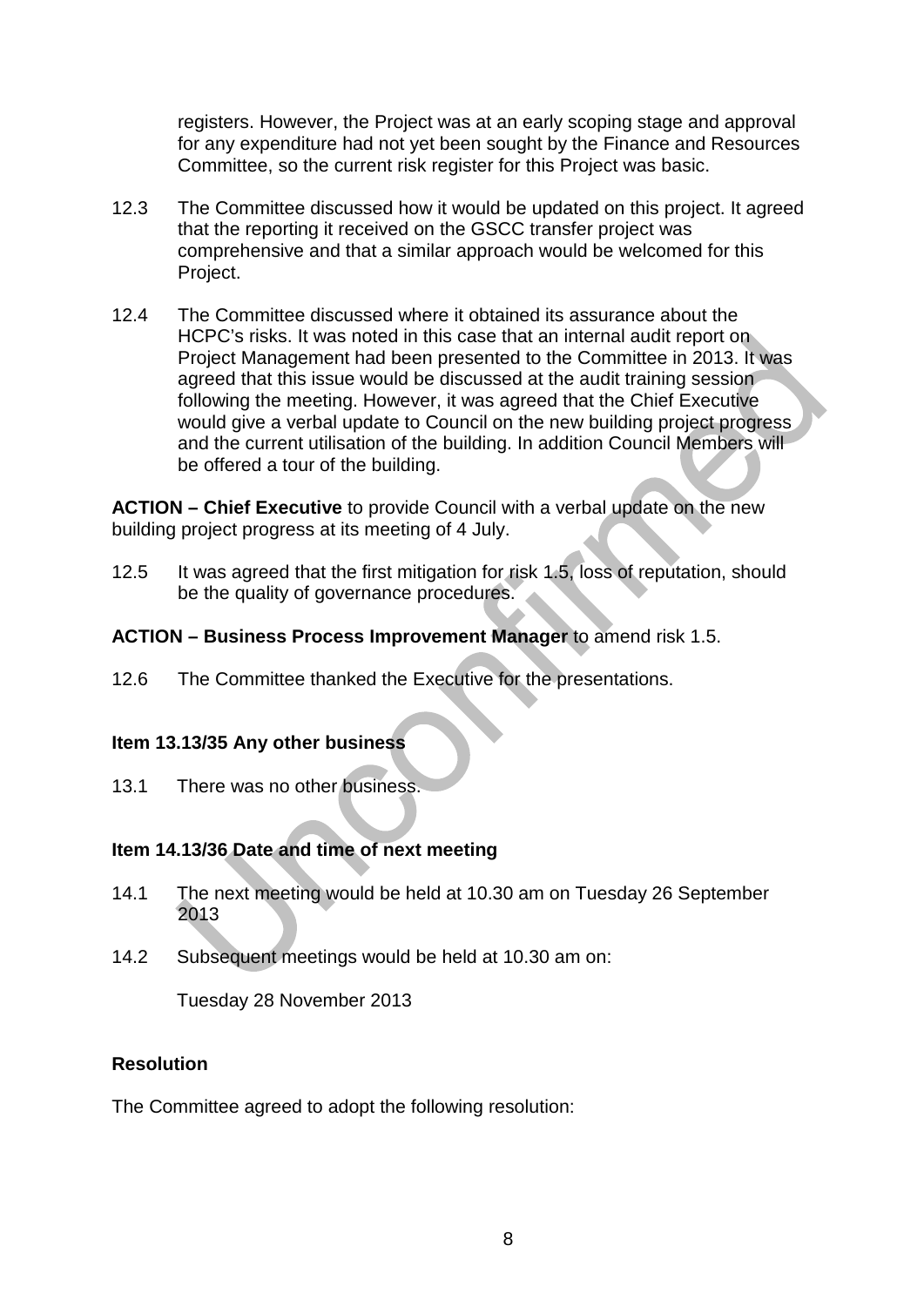registers. However, the Project was at an early scoping stage and approval for any expenditure had not yet been sought by the Finance and Resources Committee, so the current risk register for this Project was basic.

12.3 The Committee discussed how it would be updated on this project. It agreed that the reporting it received on the GSCC transfer project was comprehensive and that a similar approach would be welcomed for this Project.

12.4 The Committee discussed where it obtained its assurance about the HCPC's risks. It was noted in this case that an internal audit report on Project Management had been presented to the Committee in 2013. It was agreed that this issue would be discussed at the audit training session following the meeting. However, it was agreed that the Chief Executive would give a verbal update to Council on the new building project progress and the current utilisation of the building. In addition Council Members will be offered a tour of the building.

**ACTION – Chief Executive** to provide Council with a verbal update on the new building project progress at its meeting of 4 July.

12.5 It was agreed that the first mitigation for risk 1.5, loss of reputation, should be the quality of governance procedures.

**ACTION – Business Process Improvement Manager** to amend risk 1.5.

12.6 The Committee thanked the Executive for the presentations.

**Item 13.13/35 Any other business**

13.1 There was no other business.

**Item 14.13/36 Date and time of next meeting**

14.1 The next meeting would be held at 10.30 am on Tuesday 26 September 2013

14.2 Subsequent meetings would be held at 10.30 am on:

Tuesday 28 November 2013

**Resolution**

The Committee agreed to adopt the following resolution: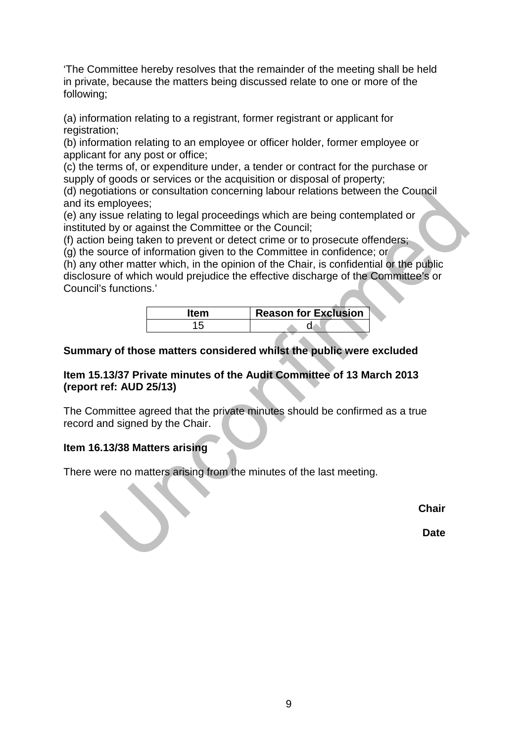'The Committee hereby resolves that the remainder of the meeting shall be held in private, because the matters being discussed relate to one or more of the following;

(a) information relating to a registrant, former registrant or applicant for registration;
(b) information relating to an employee or officer holder, former employee or applicant for any post or office;
(c) the terms of, or expenditure under, a tender or contract for the purchase or supply of goods or services or the acquisition or disposal of property;
(d) negotiations or consultation concerning labour relations between the Council and its employees;
(e) any issue relating to legal proceedings which are being contemplated or instituted by or against the Committee or the Council;
(f) action being taken to prevent or detect crime or to prosecute offenders;
(g) the source of information given to the Committee in confidence; or
(h) any other matter which, in the opinion of the Chair, is confidential or the public disclosure of which would prejudice the effective discharge of the Committee's or Council's functions.'

| Item | Reason for Exclusion |
| --- | --- |
| 15 | d |

**Summary of those matters considered whilst the public were excluded**

**Item 15.13/37 Private minutes of the Audit Committee of 13 March 2013 (report ref: AUD 25/13)**

The Committee agreed that the private minutes should be confirmed as a true record and signed by the Chair.

**Item 16.13/38 Matters arising**

There were no matters arising from the minutes of the last meeting.

**Chair**

**Date**